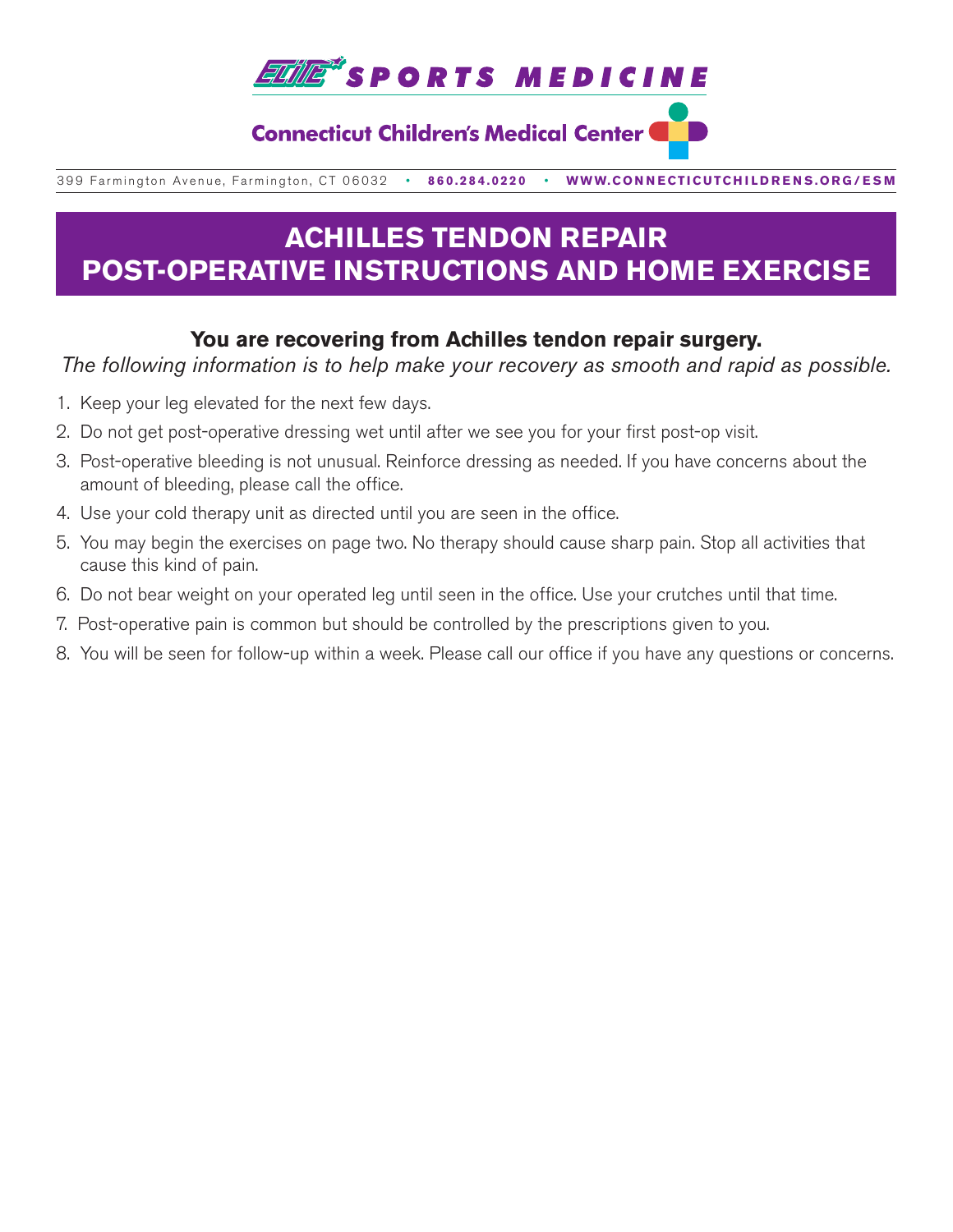ELITE SPORTS MEDICINE

Connecticut Children's Medical Center

399 Farmington Avenue, Farmington, CT 06032 • **860.284.0220** • **WWW.CONNECTICUTCHILDRENS.ORG/ESM**

# ACHILLES TENDON REPAIR
# POST-OPERATIVE INSTRUCTIONS AND HOME EXERCISE

**You are recovering from Achilles tendon repair surgery.**

*The following information is to help make your recovery as smooth and rapid as possible.*

1. Keep your leg elevated for the next few days.
2. Do not get post-operative dressing wet until after we see you for your first post-op visit.
3. Post-operative bleeding is not unusual. Reinforce dressing as needed. If you have concerns about the amount of bleeding, please call the office.
4. Use your cold therapy unit as directed until you are seen in the office.
5. You may begin the exercises on page two. No therapy should cause sharp pain. Stop all activities that cause this kind of pain.
6. Do not bear weight on your operated leg until seen in the office. Use your crutches until that time.
7. Post-operative pain is common but should be controlled by the prescriptions given to you.
8. You will be seen for follow-up within a week. Please call our office if you have any questions or concerns.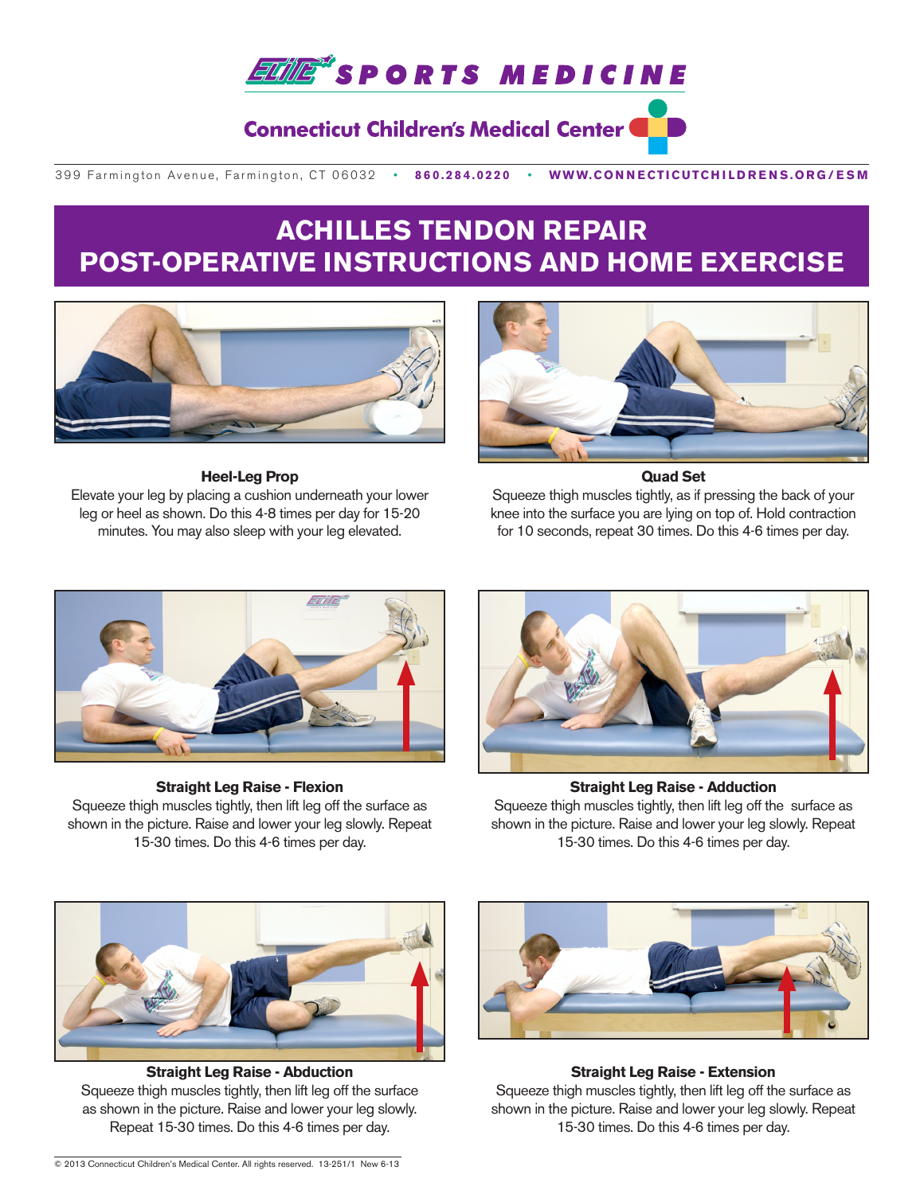# ELITE SPORTS MEDICINE

## Connecticut Children's Medical Center

399 Farmington Avenue, Farmington, CT 06032 • **860.284.0220** • **WWW.CONNECTICUTCHILDRENS.ORG/ESM**

# ACHILLES TENDON REPAIR POST-OPERATIVE INSTRUCTIONS AND HOME EXERCISE

**Heel-Leg Prop**
Elevate your leg by placing a cushion underneath your lower leg or heel as shown. Do this 4-8 times per day for 15-20 minutes. You may also sleep with your leg elevated.

**Quad Set**
Squeeze thigh muscles tightly, as if pressing the back of your knee into the surface you are lying on top of. Hold contraction for 10 seconds, repeat 30 times. Do this 4-6 times per day.

**Straight Leg Raise - Flexion**
Squeeze thigh muscles tightly, then lift leg off the surface as shown in the picture. Raise and lower your leg slowly. Repeat 15-30 times. Do this 4-6 times per day.

**Straight Leg Raise - Adduction**
Squeeze thigh muscles tightly, then lift leg off the surface as shown in the picture. Raise and lower your leg slowly. Repeat 15-30 times. Do this 4-6 times per day.

**Straight Leg Raise - Abduction**
Squeeze thigh muscles tightly, then lift leg off the surface as shown in the picture. Raise and lower your leg slowly. Repeat 15-30 times. Do this 4-6 times per day.

**Straight Leg Raise - Extension**
Squeeze thigh muscles tightly, then lift leg off the surface as shown in the picture. Raise and lower your leg slowly. Repeat 15-30 times. Do this 4-6 times per day.

© 2013 Connecticut Children's Medical Center. All rights reserved. 13-251/1 New 6-13